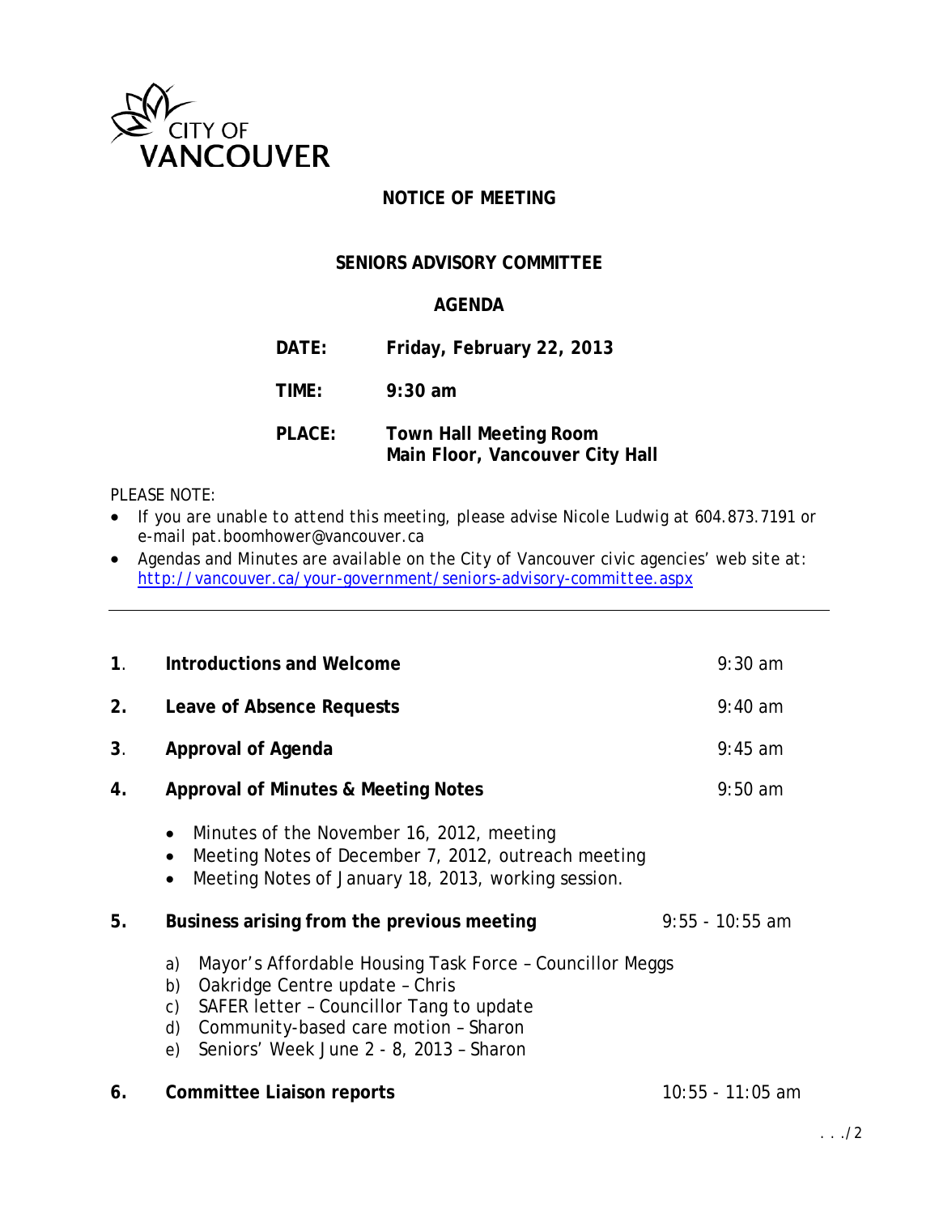CITY OF VANCOUVER

# NOTICE OF MEETING

## SENIORS ADVISORY COMMITTEE

## AGENDA

**DATE:** **Friday, February 22, 2013**

**TIME:** **9:30 am**

**PLACE:** **Town Hall Meeting Room**
**Main Floor, Vancouver City Hall**

PLEASE NOTE:

- If you are unable to attend this meeting, please advise Nicole Ludwig at 604.873.7191 or e-mail pat.boomhower@vancouver.ca
- Agendas and Minutes are available on the City of Vancouver civic agencies' web site at: http://vancouver.ca/your-government/seniors-advisory-committee.aspx

---

**1. Introductions and Welcome** 9:30 am

**2. Leave of Absence Requests** 9:40 am

**3. Approval of Agenda** 9:45 am

**4. Approval of Minutes & Meeting Notes** 9:50 am

- Minutes of the November 16, 2012, meeting
- Meeting Notes of December 7, 2012, outreach meeting
- Meeting Notes of January 18, 2013, working session.

**5. Business arising from the previous meeting** 9:55 - 10:55 am

a) Mayor's Affordable Housing Task Force – Councillor Meggs
b) Oakridge Centre update – Chris
c) SAFER letter – Councillor Tang to update
d) Community-based care motion – Sharon
e) Seniors' Week June 2 - 8, 2013 – Sharon

**6. Committee Liaison reports** 10:55 - 11:05 am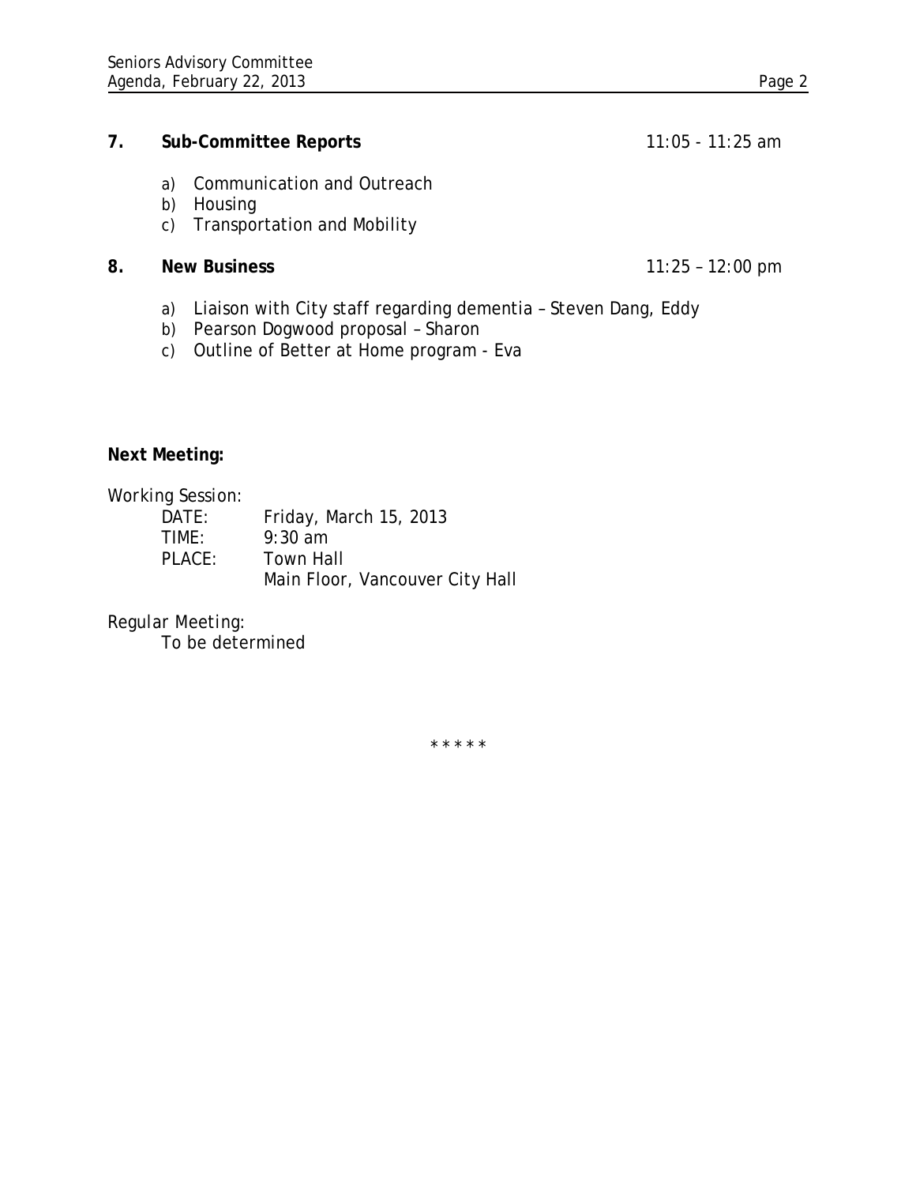**7. Sub-Committee Reports** 11:05 - 11:25 am

a) Communication and Outreach
b) Housing
c) Transportation and Mobility

**8. New Business** 11:25 – 12:00 pm

a) Liaison with City staff regarding dementia – Steven Dang, Eddy
b) Pearson Dogwood proposal – Sharon
c) Outline of Better at Home program - Eva

**Next Meeting:**

Working Session:

DATE: Friday, March 15, 2013
TIME: 9:30 am
PLACE: Town Hall
Main Floor, Vancouver City Hall

Regular Meeting:
To be determined

\* \* \* \* \*